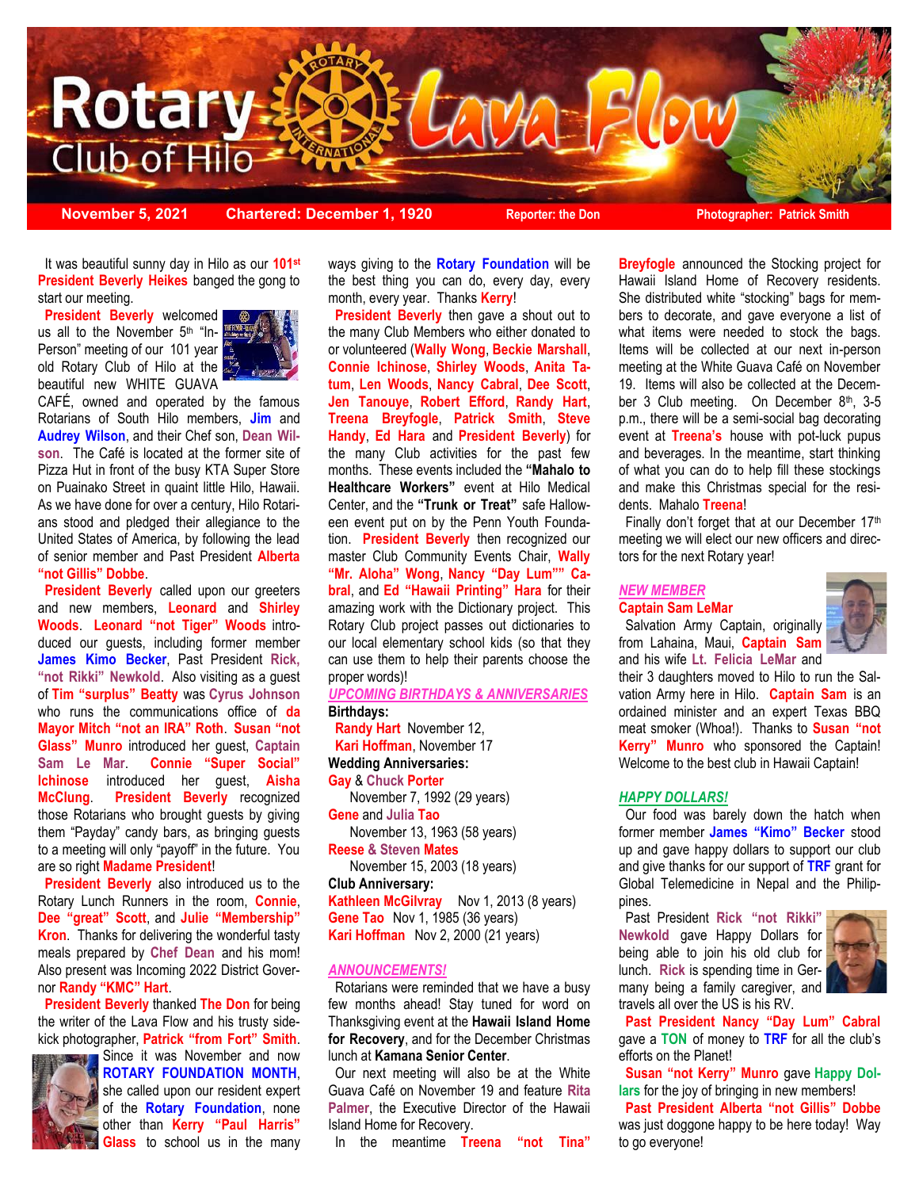# Rotary Club of Hilo — Lava Flow

**November 5, 2021** | **Chartered: December 1, 1920** | **Reporter: the Don** | **Photographer: Patrick Smith**

It was beautiful sunny day in Hilo as our **101st President Beverly Heikes** banged the gong to start our meeting.

**President Beverly** welcomed us all to the November 5th "In-Person" meeting of our 101 year old Rotary Club of Hilo at the beautiful new WHITE GUAVA CAFÉ, owned and operated by the famous Rotarians of South Hilo members, **Jim** and **Audrey Wilson**, and their Chef son, **Dean Wilson**. The Café is located at the former site of Pizza Hut in front of the busy KTA Super Store on Puainako Street in quaint little Hilo, Hawaii. As we have done for over a century, Hilo Rotarians stood and pledged their allegiance to the United States of America, by following the lead of senior member and Past President **Alberta "not Gillis" Dobbe**.

**President Beverly** called upon our greeters and new members, **Leonard** and **Shirley Woods**. **Leonard "not Tiger" Woods** introduced our guests, including former member **James Kimo Becker**, Past President **Rick, "not Rikki" Newkold**. Also visiting as a guest of **Tim "surplus" Beatty** was **Cyrus Johnson** who runs the communications office of **da Mayor Mitch "not an IRA" Roth**. **Susan "not Glass" Munro** introduced her guest, **Captain Sam Le Mar**. **Connie "Super Social" Ichinose** introduced her guest, **Aisha McClung**. **President Beverly** recognized those Rotarians who brought guests by giving them "Payday" candy bars, as bringing guests to a meeting will only "payoff" in the future. You are so right **Madame President**!

**President Beverly** also introduced us to the Rotary Lunch Runners in the room, **Connie**, **Dee "great" Scott**, and **Julie "Membership" Kron**. Thanks for delivering the wonderful tasty meals prepared by **Chef Dean** and his mom! Also present was Incoming 2022 District Governor **Randy "KMC" Hart**.

**President Beverly** thanked **The Don** for being the writer of the Lava Flow and his trusty sidekick photographer, **Patrick "from Fort" Smith**.

Since it was November and now **ROTARY FOUNDATION MONTH**, she called upon our resident expert of the **Rotary Foundation**, none other than **Kerry "Paul Harris" Glass** to school us in the many ways giving to the **Rotary Foundation** will be the best thing you can do, every day, every month, every year. Thanks **Kerry**!

**President Beverly** then gave a shout out to the many Club Members who either donated to or volunteered (**Wally Wong**, **Beckie Marshall**, **Connie Ichinose**, **Shirley Woods**, **Anita Tatum**, **Len Woods**, **Nancy Cabral**, **Dee Scott**, **Jen Tanouye**, **Robert Efford**, **Randy Hart**, **Treena Breyfogle**, **Patrick Smith**, **Steve Handy**, **Ed Hara** and **President Beverly**) for the many Club activities for the past few months. These events included the **"Mahalo to Healthcare Workers"** event at Hilo Medical Center, and the **"Trunk or Treat"** safe Halloween event put on by the Penn Youth Foundation. **President Beverly** then recognized our master Club Community Events Chair, **Wally "Mr. Aloha" Wong**, **Nancy "Day Lum"" Cabral**, and **Ed "Hawaii Printing" Hara** for their amazing work with the Dictionary project. This Rotary Club project passes out dictionaries to our local elementary school kids (so that they can use them to help their parents choose the proper words)!

## *UPCOMING BIRTHDAYS & ANNIVERSARIES*

**Birthdays:**

**Randy Hart** November 12,
**Kari Hoffman**, November 17

**Wedding Anniversaries:**

**Gay** & **Chuck Porter**
November 7, 1992 (29 years)
**Gene** and **Julia Tao**
November 13, 1963 (58 years)
**Reese** & **Steven Mates**
November 15, 2003 (18 years)

**Club Anniversary:**

**Kathleen McGilvray** Nov 1, 2013 (8 years)
**Gene Tao** Nov 1, 1985 (36 years)
**Kari Hoffman** Nov 2, 2000 (21 years)

## *ANNOUNCEMENTS!*

Rotarians were reminded that we have a busy few months ahead! Stay tuned for word on Thanksgiving event at the **Hawaii Island Home for Recovery**, and for the December Christmas lunch at **Kamana Senior Center**.

Our next meeting will also be at the White Guava Café on November 19 and feature **Rita Palmer**, the Executive Director of the Hawaii Island Home for Recovery.

In the meantime **Treena "not Tina" Breyfogle** announced the Stocking project for Hawaii Island Home of Recovery residents. She distributed white "stocking" bags for members to decorate, and gave everyone a list of what items were needed to stock the bags. Items will be collected at our next in-person meeting at the White Guava Café on November 19. Items will also be collected at the December 3 Club meeting. On December 8th, 3-5 p.m., there will be a semi-social bag decorating event at **Treena's** house with pot-luck pupus and beverages. In the meantime, start thinking of what you can do to help fill these stockings and make this Christmas special for the residents. Mahalo **Treena**!

Finally don't forget that at our December 17th meeting we will elect our new officers and directors for the next Rotary year!

## *NEW MEMBER*

**Captain Sam LeMar**

Salvation Army Captain, originally from Lahaina, Maui, **Captain Sam** and his wife **Lt. Felicia LeMar** and their 3 daughters moved to Hilo to run the Salvation Army here in Hilo. **Captain Sam** is an ordained minister and an expert Texas BBQ meat smoker (Whoa!). Thanks to **Susan "not Kerry" Munro** who sponsored the Captain! Welcome to the best club in Hawaii Captain!

## *HAPPY DOLLARS!*

Our food was barely down the hatch when former member **James "Kimo" Becker** stood up and gave happy dollars to support our club and give thanks for our support of **TRF** grant for Global Telemedicine in Nepal and the Philippines.

Past President **Rick "not Rikki" Newkold** gave Happy Dollars for being able to join his old club for lunch. **Rick** is spending time in Germany being a family caregiver, and travels all over the US is his RV.

**Past President Nancy "Day Lum" Cabral** gave a **TON** of money to **TRF** for all the club's efforts on the Planet!

**Susan "not Kerry" Munro** gave **Happy Dollars** for the joy of bringing in new members!

**Past President Alberta "not Gillis" Dobbe** was just doggone happy to be here today! Way to go everyone!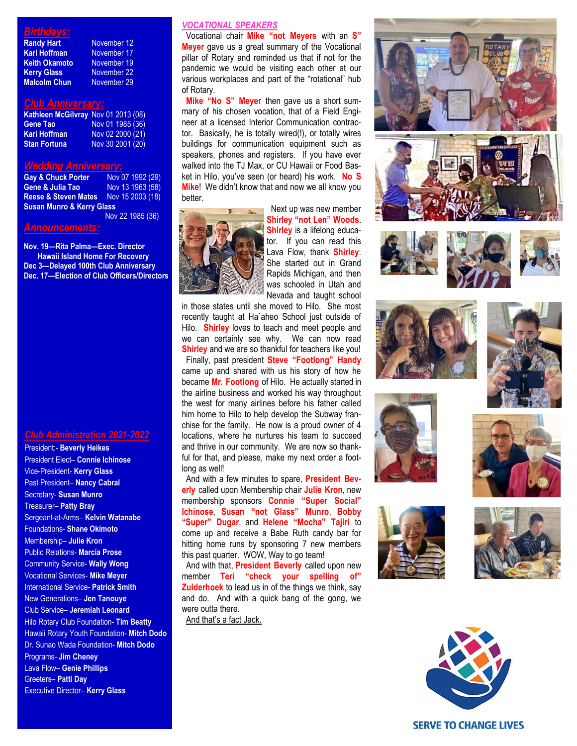## Birthdays:

| | |
|---|---|
| **Randy Hart** | November 12 |
| **Kari Hoffman** | November 17 |
| **Keith Okamoto** | November 19 |
| **Kerry Glass** | November 22 |
| **Malcolm Chun** | November 29 |

## Club Anniversary:

| | |
|---|---|
| **Kathleen McGilvray** | Nov 01 2013 (08) |
| **Gene Tao** | Nov 01 1985 (36) |
| **Kari Hoffman** | Nov 02 2000 (21) |
| **Stan Fortuna** | Nov 30 2001 (20) |

## Wedding Anniversary:

| | |
|---|---|
| **Gay & Chuck Porter** | Nov 07 1992 (29) |
| **Gene & Julia Tao** | Nov 13 1963 (58) |
| **Reese & Steven Mates** | Nov 15 2003 (18) |
| **Susan Munro & Kerry Glass** | Nov 22 1985 (36) |

## Announcements:

**Nov. 19—Rita Palma—Exec. Director Hawaii Island Home For Recovery**
**Dec 3—Delayed 100th Club Anniversary**
**Dec. 17—Election of Club Officers/Directors**

## Club Administration 2021-2022

President:- **Beverly Heikes**
President Elect– **Connie Ichinose**
Vice-President- **Kerry Glass**
Past President– **Nancy Cabral**
Secretary- **Susan Munro**
Treasurer– **Patty Bray**
Sergeant-at-Arms– **Kelvin Watanabe**
Foundations- **Shane Okimoto**
Membership– **Julie Kron**
Public Relations- **Marcia Prose**
Community Service- **Wally Wong**
Vocational Services- **Mike Meyer**
International Service- **Patrick Smith**
New Generations– **Jen Tanouye**
Club Service– **Jeremiah Leonard**
Hilo Rotary Club Foundation- **Tim Beatty**
Hawaii Rotary Youth Foundation- **Mitch Dodo**
Dr. Sunao Wada Foundation- **Mitch Dodo**
Programs- **Jim Cheney**
Lava Flow– **Genie Phillips**
Greeters– **Patti Day**
Executive Director– **Kerry Glass**

## *VOCATIONAL SPEAKERS*

Vocational chair **Mike "not Meyers** with an **S" Meyer** gave us a great summary of the Vocational pillar of Rotary and reminded us that if not for the pandemic we would be visiting each other at our various workplaces and part of the "rotational" hub of Rotary.

**Mike "No S" Meyer** then gave us a short summary of his chosen vocation, that of a Field Engineer at a licensed Interior Communication contractor. Basically, he is totally wired(!), or totally wires buildings for communication equipment such as speakers, phones and registers. If you have ever walked into the TJ Max, or CU Hawaii or Food Basket in Hilo, you've seen (or heard) his work. **No S Mike**! We didn't know that and now we all know you better.

Next up was new member **Shirley "not Len" Woods**. **Shirley** is a lifelong educator. If you can read this Lava Flow, thank **Shirley**. She started out in Grand Rapids Michigan, and then was schooled in Utah and Nevada and taught school in those states until she moved to Hilo. She most recently taught at Ha`aheo School just outside of Hilo. **Shirley** loves to teach and meet people and we can certainly see why. We can now read **Shirley** and we are so thankful for teachers like you!

Finally, past president **Steve "Footlong" Handy** came up and shared with us his story of how he became **Mr. Footlong** of Hilo. He actually started in the airline business and worked his way throughout the west for many airlines before his father called him home to Hilo to help develop the Subway franchise for the family. He now is a proud owner of 4 locations, where he nurtures his team to succeed and thrive in our community. We are now so thankful for that, and please, make my next order a footlong as well!

And with a few minutes to spare, **President Beverly** called upon Membership chair **Julie Kron**, new membership sponsors **Connie "Super Social" Ichinose**, **Susan "not Glass" Munro**, **Bobby "Super" Dugar**, and **Helene "Mocha" Tajiri** to come up and receive a Babe Ruth candy bar for hitting home runs by sponsoring 7 new members this past quarter. WOW, Way to go team!

And with that, **President Beverly** called upon new member **Teri "check your spelling of" Zuiderhoek** to lead us in of the things we think, say and do. And with a quick bang of the gong, we were outta there.

And that's a fact Jack.

SERVE TO CHANGE LIVES